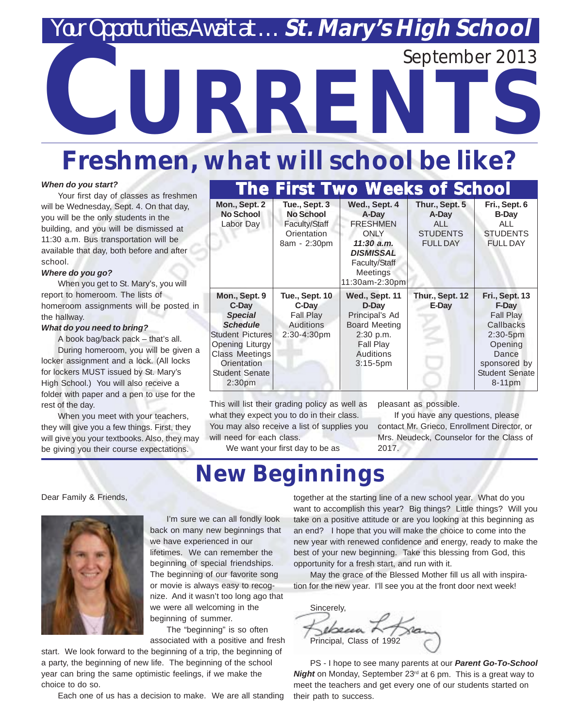# Your Opportunities Await at … St. Mary's High School

September 2013

# CURRENTS

## Freshmen, what will school be like?

***When do you start?***

Your first day of classes as freshmen will be Wednesday, Sept. 4. On that day, you will be the only students in the building, and you will be dismissed at 11:30 a.m. Bus transportation will be available that day, both before and after school.

***Where do you go?***

When you get to St. Mary's, you will report to homeroom. The lists of homeroom assignments will be posted in the hallway.

***What do you need to bring?***

A book bag/back pack – that's all.

During homeroom, you will be given a locker assignment and a lock. (All locks for lockers MUST issued by St. Mary's High School.) You will also receive a folder with paper and a pen to use for the rest of the day.

When you meet with your teachers, they will give you a few things. First, they will give you your textbooks. Also, they may be giving you their course expectations. This will list their grading policy as well as what they expect you to do in their class. You may also receive a list of supplies you will need for each class.

We want your first day to be as pleasant as possible.

If you have any questions, please contact Mr. Grieco, Enrollment Director, or Mrs. Neudeck, Counselor for the Class of 2017.

### The First Two Weeks of School

| Mon., Sept. 2 | Tue., Sept. 3 | Wed., Sept. 4 | Thur., Sept. 5 | Fri., Sept. 6 |
|---|---|---|---|---|
| **No School** Labor Day | **No School** Faculty/Staff Orientation 8am - 2:30pm | **A-Day** FRESHMEN ONLY ***11:30 a.m. DISMISSAL*** Faculty/Staff Meetings 11:30am-2:30pm | **A-Day** ALL STUDENTS FULL DAY | **B-Day** ALL STUDENTS FULL DAY |
| **Mon., Sept. 9** | **Tue., Sept. 10** | **Wed., Sept. 11** | **Thur., Sept. 12** | **Fri., Sept. 13** |
| **C-Day** ***Special Schedule*** Student Pictures Opening Liturgy Class Meetings Orientation Student Senate 2:30pm | **C-Day** Fall Play Auditions 2:30-4:30pm | **D-Day** Principal's Ad Board Meeting 2:30 p.m. Fall Play Auditions 3:15-5pm | **E-Day** | **F-Day** Fall Play Callbacks 2:30-5pm Opening Dance sponsored by Student Senate 8-11pm |

## New Beginnings

Dear Family & Friends,

I'm sure we can all fondly look back on many new beginnings that we have experienced in our lifetimes. We can remember the beginning of special friendships. The beginning of our favorite song or movie is always easy to recognize. And it wasn't too long ago that we were all welcoming in the beginning of summer.

The "beginning" is so often associated with a positive and fresh start. We look forward to the beginning of a trip, the beginning of a party, the beginning of new life. The beginning of the school year can bring the same optimistic feelings, if we make the choice to do so.

Each one of us has a decision to make. We are all standing together at the starting line of a new school year. What do you want to accomplish this year? Big things? Little things? Will you take on a positive attitude or are you looking at this beginning as an end? I hope that you will make the choice to come into the new year with renewed confidence and energy, ready to make the best of your new beginning. Take this blessing from God, this opportunity for a fresh start, and run with it.

May the grace of the Blessed Mother fill us all with inspiration for the new year. I'll see you at the front door next week!

Sincerely,

Rebecca L. Kran

Principal, Class of 1992

PS - I hope to see many parents at our ***Parent Go-To-School Night*** on Monday, September 23rd at 6 pm. This is a great way to meet the teachers and get every one of our students started on their path to success.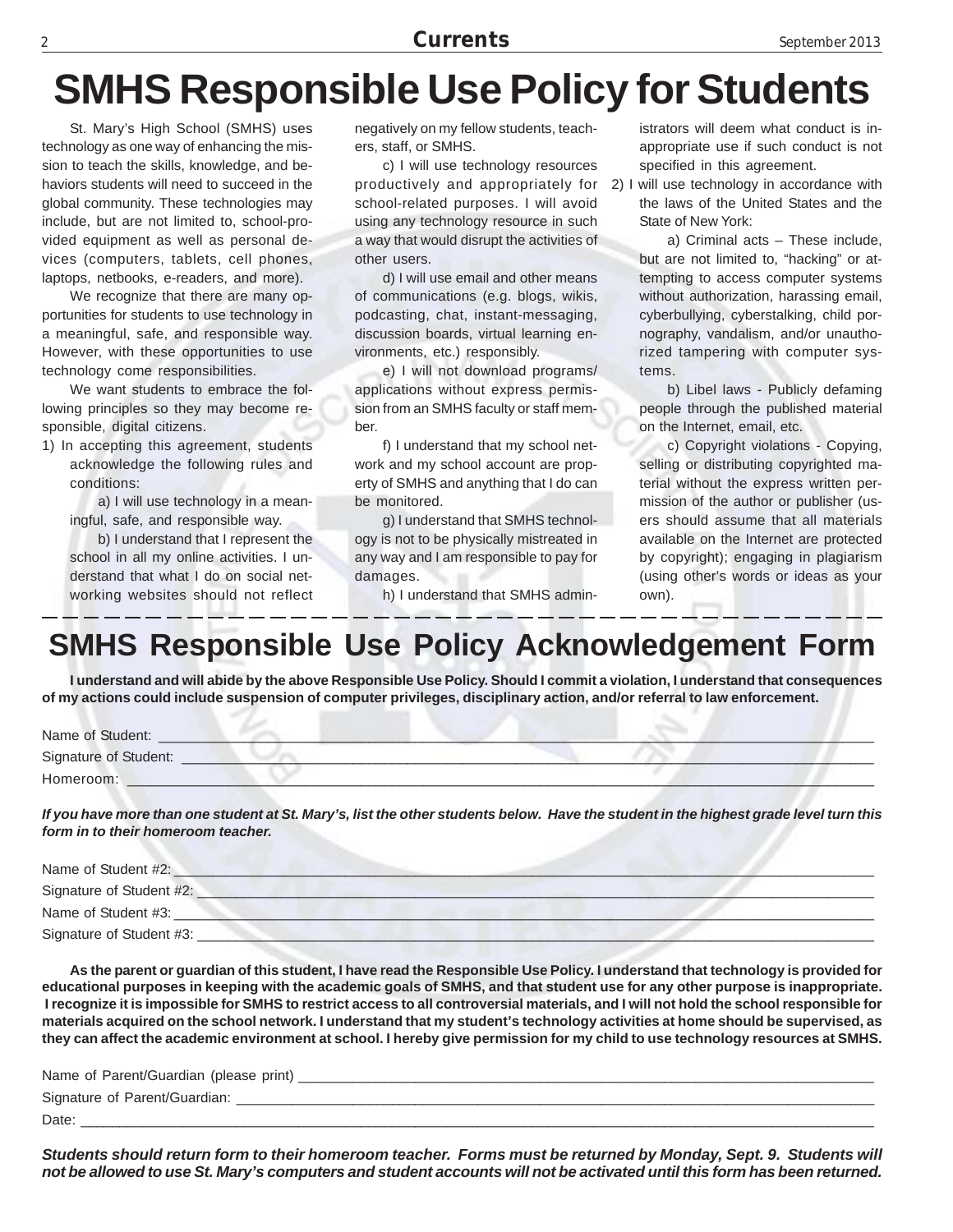# SMHS Responsible Use Policy for Students

St. Mary's High School (SMHS) uses technology as one way of enhancing the mission to teach the skills, knowledge, and behaviors students will need to succeed in the global community. These technologies may include, but are not limited to, school-provided equipment as well as personal devices (computers, tablets, cell phones, laptops, netbooks, e-readers, and more).

We recognize that there are many opportunities for students to use technology in a meaningful, safe, and responsible way. However, with these opportunities to use technology come responsibilities.

We want students to embrace the following principles so they may become responsible, digital citizens.

1) In accepting this agreement, students acknowledge the following rules and conditions:

   a) I will use technology in a meaningful, safe, and responsible way.

   b) I understand that I represent the school in all my online activities. I understand that what I do on social networking websites should not reflect negatively on my fellow students, teachers, staff, or SMHS.

   c) I will use technology resources productively and appropriately for school-related purposes. I will avoid using any technology resource in such a way that would disrupt the activities of other users.

   d) I will use email and other means of communications (e.g. blogs, wikis, podcasting, chat, instant-messaging, discussion boards, virtual learning environments, etc.) responsibly.

   e) I will not download programs/applications without express permission from an SMHS faculty or staff member.

   f) I understand that my school network and my school account are property of SMHS and anything that I do can be monitored.

   g) I understand that SMHS technology is not to be physically mistreated in any way and I am responsible to pay for damages.

   h) I understand that SMHS administrators will deem what conduct is inappropriate use if such conduct is not specified in this agreement.

2) I will use technology in accordance with the laws of the United States and the State of New York:

   a) Criminal acts – These include, but are not limited to, "hacking" or attempting to access computer systems without authorization, harassing email, cyberbullying, cyberstalking, child pornography, vandalism, and/or unauthorized tampering with computer systems.

   b) Libel laws - Publicly defaming people through the published material on the Internet, email, etc.

   c) Copyright violations - Copying, selling or distributing copyrighted material without the express written permission of the author or publisher (users should assume that all materials available on the Internet are protected by copyright); engaging in plagiarism (using other's words or ideas as your own).

---

# SMHS Responsible Use Policy Acknowledgement Form

**I understand and will abide by the above Responsible Use Policy. Should I commit a violation, I understand that consequences of my actions could include suspension of computer privileges, disciplinary action, and/or referral to law enforcement.**

Name of Student: ______________________________

Signature of Student: ______________________________

Homeroom: ______________________________

***If you have more than one student at St. Mary's, list the other students below. Have the student in the highest grade level turn this form in to their homeroom teacher.***

Name of Student #2: ______________________________

Signature of Student #2: ______________________________

Name of Student #3: ______________________________

Signature of Student #3: ______________________________

**As the parent or guardian of this student, I have read the Responsible Use Policy. I understand that technology is provided for educational purposes in keeping with the academic goals of SMHS, and that student use for any other purpose is inappropriate. I recognize it is impossible for SMHS to restrict access to all controversial materials, and I will not hold the school responsible for materials acquired on the school network. I understand that my student's technology activities at home should be supervised, as they can affect the academic environment at school. I hereby give permission for my child to use technology resources at SMHS.**

Name of Parent/Guardian (please print) ______________________________

Signature of Parent/Guardian: ______________________________

Date: ______________________________

***Students should return form to their homeroom teacher. Forms must be returned by Monday, Sept. 9. Students will not be allowed to use St. Mary's computers and student accounts will not be activated until this form has been returned.***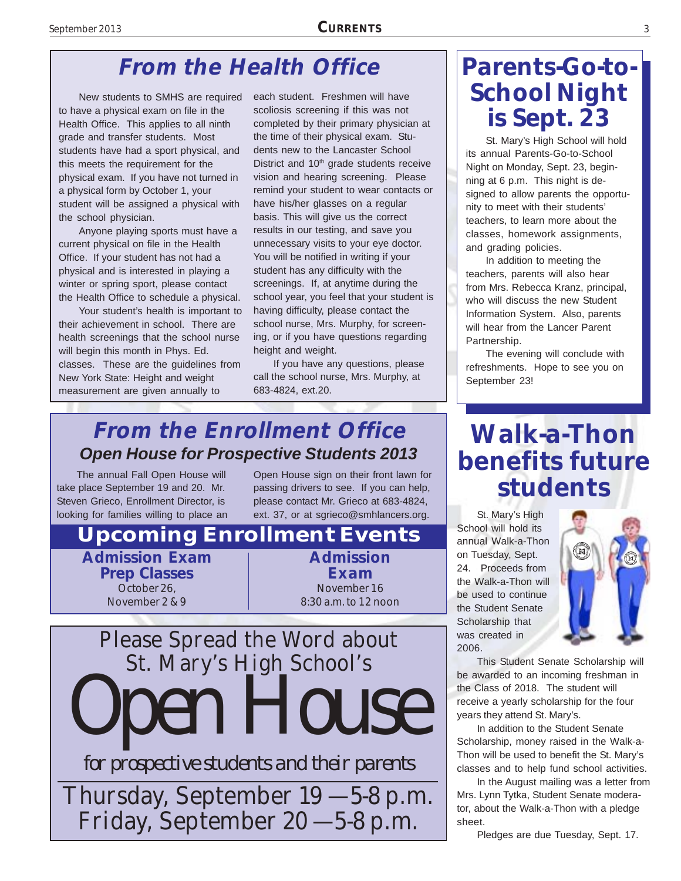## From the Health Office

New students to SMHS are required to have a physical exam on file in the Health Office. This applies to all ninth grade and transfer students. Most students have had a sport physical, and this meets the requirement for the physical exam. If you have not turned in a physical form by October 1, your student will be assigned a physical with the school physician.

Anyone playing sports must have a current physical on file in the Health Office. If your student has not had a physical and is interested in playing a winter or spring sport, please contact the Health Office to schedule a physical.

Your student's health is important to their achievement in school. There are health screenings that the school nurse will begin this month in Phys. Ed. classes. These are the guidelines from New York State: Height and weight measurement are given annually to each student. Freshmen will have scoliosis screening if this was not completed by their primary physician at the time of their physical exam. Students new to the Lancaster School District and 10th grade students receive vision and hearing screening. Please remind your student to wear contacts or have his/her glasses on a regular basis. This will give us the correct results in our testing, and save you unnecessary visits to your eye doctor. You will be notified in writing if your student has any difficulty with the screenings. If, at anytime during the school year, you feel that your student is having difficulty, please contact the school nurse, Mrs. Murphy, for screening, or if you have questions regarding height and weight.

If you have any questions, please call the school nurse, Mrs. Murphy, at 683-4824, ext.20.

## Parents-Go-to-School Night is Sept. 23

St. Mary's High School will hold its annual Parents-Go-to-School Night on Monday, Sept. 23, beginning at 6 p.m. This night is designed to allow parents the opportunity to meet with their students' teachers, to learn more about the classes, homework assignments, and grading policies.

In addition to meeting the teachers, parents will also hear from Mrs. Rebecca Kranz, principal, who will discuss the new Student Information System. Also, parents will hear from the Lancer Parent Partnership.

The evening will conclude with refreshments. Hope to see you on September 23!

## From the Enrollment Office

### Open House for Prospective Students 2013

The annual Fall Open House will take place September 19 and 20. Mr. Steven Grieco, Enrollment Director, is looking for families willing to place an Open House sign on their front lawn for passing drivers to see. If you can help, please contact Mr. Grieco at 683-4824, ext. 37, or at sgrieco@smhlancers.org.

### Upcoming Enrollment Events

**Admission Exam Prep Classes**
October 26,
November 2 & 9

**Admission Exam**
November 16
8:30 a.m. to 12 noon

Please Spread the Word about St. Mary's High School's

# Open House

for prospective students and their parents

Thursday, September 19 — 5-8 p.m.
Friday, September 20 — 5-8 p.m.

## Walk-a-Thon benefits future students

St. Mary's High School will hold its annual Walk-a-Thon on Tuesday, Sept. 24. Proceeds from the Walk-a-Thon will be used to continue the Student Senate Scholarship that was created in 2006.

This Student Senate Scholarship will be awarded to an incoming freshman in the Class of 2018. The student will receive a yearly scholarship for the four years they attend St. Mary's.

In addition to the Student Senate Scholarship, money raised in the Walk-a-Thon will be used to benefit the St. Mary's classes and to help fund school activities.

In the August mailing was a letter from Mrs. Lynn Tytka, Student Senate moderator, about the Walk-a-Thon with a pledge sheet.

Pledges are due Tuesday, Sept. 17.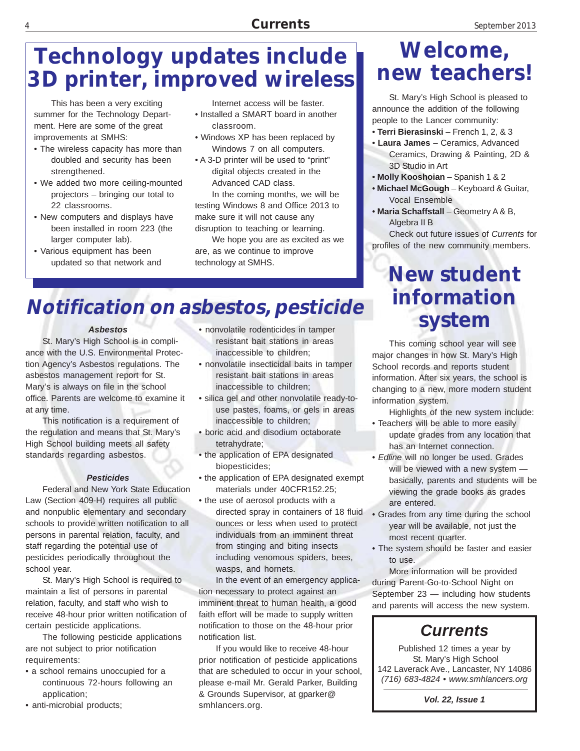# Technology updates include 3D printer, improved wireless

This has been a very exciting summer for the Technology Department. Here are some of the great improvements at SMHS:

- The wireless capacity has more than doubled and security has been strengthened.
- We added two more ceiling-mounted projectors – bringing our total to 22 classrooms.
- New computers and displays have been installed in room 223 (the larger computer lab).
- Various equipment has been updated so that network and Internet access will be faster.
- Installed a SMART board in another classroom.
- Windows XP has been replaced by Windows 7 on all computers.
- A 3-D printer will be used to "print" digital objects created in the Advanced CAD class.

In the coming months, we will be testing Windows 8 and Office 2013 to make sure it will not cause any disruption to teaching or learning.

We hope you are as excited as we are, as we continue to improve technology at SMHS.

# Notification on asbestos, pesticide

***Asbestos***

St. Mary's High School is in compliance with the U.S. Environmental Protection Agency's Asbestos regulations. The asbestos management report for St. Mary's is always on file in the school office. Parents are welcome to examine it at any time.

This notification is a requirement of the regulation and means that St. Mary's High School building meets all safety standards regarding asbestos.

***Pesticides***

Federal and New York State Education Law (Section 409-H) requires all public and nonpublic elementary and secondary schools to provide written notification to all persons in parental relation, faculty, and staff regarding the potential use of pesticides periodically throughout the school year.

St. Mary's High School is required to maintain a list of persons in parental relation, faculty, and staff who wish to receive 48-hour prior written notification of certain pesticide applications.

The following pesticide applications are not subject to prior notification requirements:

- a school remains unoccupied for a continuous 72-hours following an application;
- anti-microbial products;
- nonvolatile rodenticides in tamper resistant bait stations in areas inaccessible to children;
- nonvolatile insecticidal baits in tamper resistant bait stations in areas inaccessible to children;
- silica gel and other nonvolatile ready-to-use pastes, foams, or gels in areas inaccessible to children;
- boric acid and disodium octaborate tetrahydrate;
- the application of EPA designated biopesticides;
- the application of EPA designated exempt materials under 40CFR152.25;
- the use of aerosol products with a directed spray in containers of 18 fluid ounces or less when used to protect individuals from an imminent threat from stinging and biting insects including venomous spiders, bees, wasps, and hornets.

In the event of an emergency application necessary to protect against an imminent threat to human health, a good faith effort will be made to supply written notification to those on the 48-hour prior notification list.

If you would like to receive 48-hour prior notification of pesticide applications that are scheduled to occur in your school, please e-mail Mr. Gerald Parker, Building & Grounds Supervisor, at gparker@smhlancers.org.

# Welcome, new teachers!

St. Mary's High School is pleased to announce the addition of the following people to the Lancer community:

- **Terri Bierasinski** – French 1, 2, & 3
- **Laura James** – Ceramics, Advanced Ceramics, Drawing & Painting, 2D & 3D Studio in Art
- **Molly Kooshoian** – Spanish 1 & 2
- **Michael McGough** – Keyboard & Guitar, Vocal Ensemble
- **Maria Schaffstall** – Geometry A & B, Algebra II B

Check out future issues of *Currents* for profiles of the new community members.

# New student information system

This coming school year will see major changes in how St. Mary's High School records and reports student information. After six years, the school is changing to a new, more modern student information system.

Highlights of the new system include:

- Teachers will be able to more easily update grades from any location that has an Internet connection.
- *Edline* will no longer be used. Grades will be viewed with a new system — basically, parents and students will be viewing the grade books as grades are entered.
- Grades from any time during the school year will be available, not just the most recent quarter.
- The system should be faster and easier to use.

More information will be provided during Parent-Go-to-School Night on September 23 — including how students and parents will access the new system.

## *Currents*

Published 12 times a year by
St. Mary's High School
142 Laverack Ave., Lancaster, NY 14086
*(716) 683-4824 • www.smhlancers.org*

***Vol. 22, Issue 1***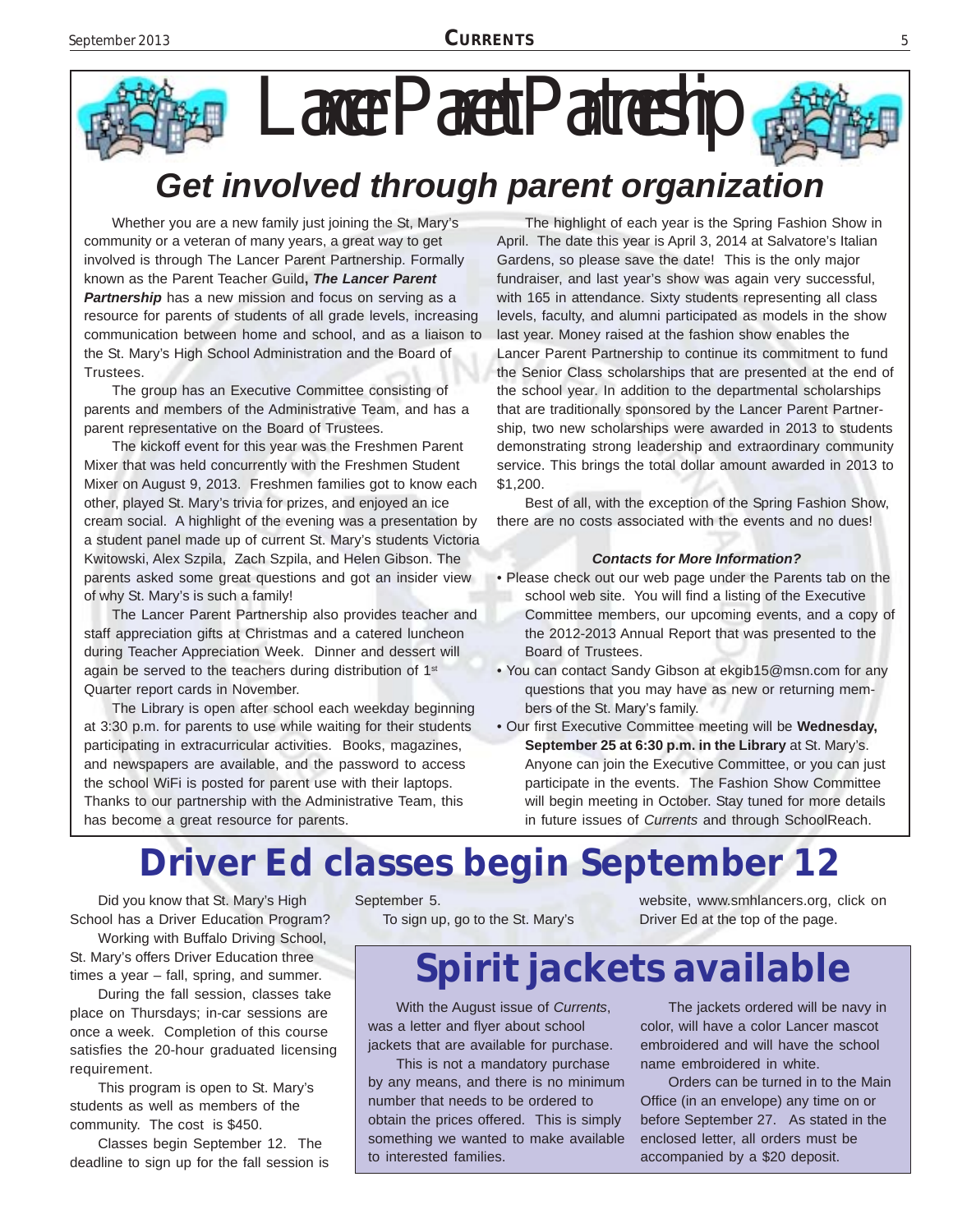# Lancer Parent Partnership

## Get involved through parent organization

Whether you are a new family just joining the St, Mary's community or a veteran of many years, a great way to get involved is through The Lancer Parent Partnership. Formally known as the Parent Teacher Guild**, *The Lancer Parent Partnership*** has a new mission and focus on serving as a resource for parents of students of all grade levels, increasing communication between home and school, and as a liaison to the St. Mary's High School Administration and the Board of Trustees.

The group has an Executive Committee consisting of parents and members of the Administrative Team, and has a parent representative on the Board of Trustees.

The kickoff event for this year was the Freshmen Parent Mixer that was held concurrently with the Freshmen Student Mixer on August 9, 2013. Freshmen families got to know each other, played St. Mary's trivia for prizes, and enjoyed an ice cream social. A highlight of the evening was a presentation by a student panel made up of current St. Mary's students Victoria Kwitowski, Alex Szpila, Zach Szpila, and Helen Gibson. The parents asked some great questions and got an insider view of why St. Mary's is such a family!

The Lancer Parent Partnership also provides teacher and staff appreciation gifts at Christmas and a catered luncheon during Teacher Appreciation Week. Dinner and dessert will again be served to the teachers during distribution of 1st Quarter report cards in November.

The Library is open after school each weekday beginning at 3:30 p.m. for parents to use while waiting for their students participating in extracurricular activities. Books, magazines, and newspapers are available, and the password to access the school WiFi is posted for parent use with their laptops. Thanks to our partnership with the Administrative Team, this has become a great resource for parents.

The highlight of each year is the Spring Fashion Show in April. The date this year is April 3, 2014 at Salvatore's Italian Gardens, so please save the date! This is the only major fundraiser, and last year's show was again very successful, with 165 in attendance. Sixty students representing all class levels, faculty, and alumni participated as models in the show last year. Money raised at the fashion show enables the Lancer Parent Partnership to continue its commitment to fund the Senior Class scholarships that are presented at the end of the school year. In addition to the departmental scholarships that are traditionally sponsored by the Lancer Parent Partnership, two new scholarships were awarded in 2013 to students demonstrating strong leadership and extraordinary community service. This brings the total dollar amount awarded in 2013 to $1,200.

Best of all, with the exception of the Spring Fashion Show, there are no costs associated with the events and no dues!

***Contacts for More Information?***

- Please check out our web page under the Parents tab on the school web site. You will find a listing of the Executive Committee members, our upcoming events, and a copy of the 2012-2013 Annual Report that was presented to the Board of Trustees.
- You can contact Sandy Gibson at ekgib15@msn.com for any questions that you may have as new or returning members of the St. Mary's family.
- Our first Executive Committee meeting will be **Wednesday, September 25 at 6:30 p.m. in the Library** at St. Mary's. Anyone can join the Executive Committee, or you can just participate in the events. The Fashion Show Committee will begin meeting in October. Stay tuned for more details in future issues of *Currents* and through SchoolReach.

# Driver Ed classes begin September 12

Did you know that St. Mary's High School has a Driver Education Program?

Working with Buffalo Driving School, St. Mary's offers Driver Education three times a year – fall, spring, and summer.

During the fall session, classes take place on Thursdays; in-car sessions are once a week. Completion of this course satisfies the 20-hour graduated licensing requirement.

This program is open to St. Mary's students as well as members of the community. The cost is $450.

Classes begin September 12. The deadline to sign up for the fall session is September 5.

To sign up, go to the St. Mary's website, www.smhlancers.org, click on Driver Ed at the top of the page.

# Spirit jackets available

With the August issue of *Currents*, was a letter and flyer about school jackets that are available for purchase.

This is not a mandatory purchase by any means, and there is no minimum number that needs to be ordered to obtain the prices offered. This is simply something we wanted to make available to interested families.

The jackets ordered will be navy in color, will have a color Lancer mascot embroidered and will have the school name embroidered in white.

Orders can be turned in to the Main Office (in an envelope) any time on or before September 27. As stated in the enclosed letter, all orders must be accompanied by a $20 deposit.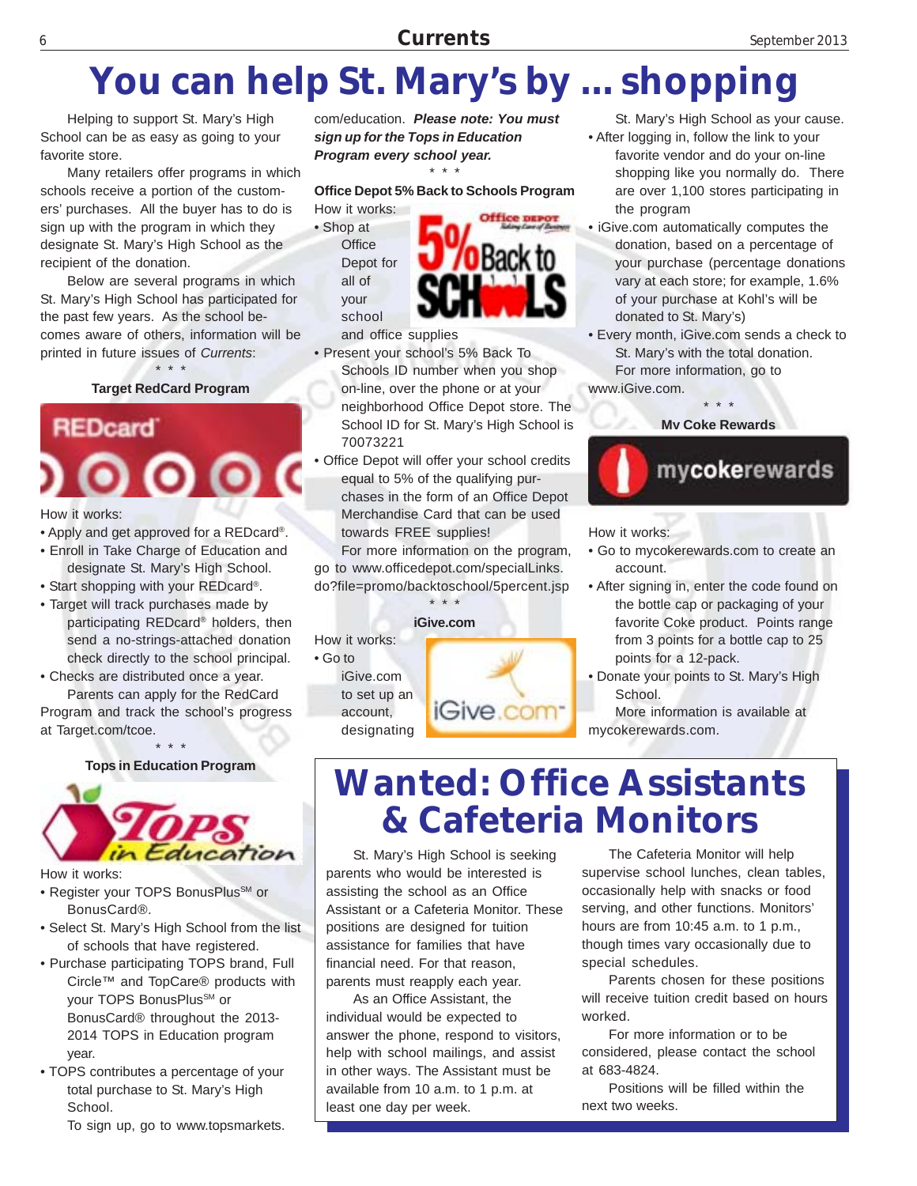# You can help St. Mary's by ... shopping

Helping to support St. Mary's High School can be as easy as going to your favorite store.

Many retailers offer programs in which schools receive a portion of the customers' purchases. All the buyer has to do is sign up with the program in which they designate St. Mary's High School as the recipient of the donation.

Below are several programs in which St. Mary's High School has participated for the past few years. As the school becomes aware of others, information will be printed in future issues of *Currents*:

\* \* \*

### Target RedCard Program

How it works:

- Apply and get approved for a REDcard®.
- Enroll in Take Charge of Education and designate St. Mary's High School.
- Start shopping with your REDcard®.
- Target will track purchases made by participating REDcard® holders, then send a no-strings-attached donation check directly to the school principal.
- Checks are distributed once a year.

Parents can apply for the RedCard Program and track the school's progress at Target.com/tcoe.

\* \* \*

### Tops in Education Program

How it works:

- Register your TOPS BonusPlus℠ or BonusCard®.
- Select St. Mary's High School from the list of schools that have registered.
- Purchase participating TOPS brand, Full Circle™ and TopCare® products with your TOPS BonusPlus℠ or BonusCard® throughout the 2013-2014 TOPS in Education program year.
- TOPS contributes a percentage of your total purchase to St. Mary's High School.

To sign up, go to www.topsmarkets.com/education. ***Please note: You must sign up for the Tops in Education Program every school year.***

\* \* \*

### Office Depot 5% Back to Schools Program

How it works:

- Shop at Office Depot for all of your school and office supplies
- Present your school's 5% Back To Schools ID number when you shop on-line, over the phone or at your neighborhood Office Depot store. The School ID for St. Mary's High School is 70073221
- Office Depot will offer your school credits equal to 5% of the qualifying purchases in the form of an Office Depot Merchandise Card that can be used towards FREE supplies!

For more information on the program, go to www.officedepot.com/specialLinks.do?file=promo/backtoschool/5percent.jsp

\* \* \*

### iGive.com

How it works:

- Go to iGive.com to set up an account, designating St. Mary's High School as your cause.
- After logging in, follow the link to your favorite vendor and do your on-line shopping like you normally do. There are over 1,100 stores participating in the program
- iGive.com automatically computes the donation, based on a percentage of your purchase (percentage donations vary at each store; for example, 1.6% of your purchase at Kohl's will be donated to St. Mary's)
- Every month, iGive.com sends a check to St. Mary's with the total donation.

For more information, go to www.iGive.com.

\* \* \*

### My Coke Rewards

How it works:

- Go to mycokerewards.com to create an account.
- After signing in, enter the code found on the bottle cap or packaging of your favorite Coke product. Points range from 3 points for a bottle cap to 25 points for a 12-pack.
- Donate your points to St. Mary's High School.

More information is available at mycokerewards.com.

# Wanted: Office Assistants & Cafeteria Monitors

St. Mary's High School is seeking parents who would be interested is assisting the school as an Office Assistant or a Cafeteria Monitor. These positions are designed for tuition assistance for families that have financial need. For that reason, parents must reapply each year.

As an Office Assistant, the individual would be expected to answer the phone, respond to visitors, help with school mailings, and assist in other ways. The Assistant must be available from 10 a.m. to 1 p.m. at least one day per week.

The Cafeteria Monitor will help supervise school lunches, clean tables, occasionally help with snacks or food serving, and other functions. Monitors' hours are from 10:45 a.m. to 1 p.m., though times vary occasionally due to special schedules.

Parents chosen for these positions will receive tuition credit based on hours worked.

For more information or to be considered, please contact the school at 683-4824.

Positions will be filled within the next two weeks.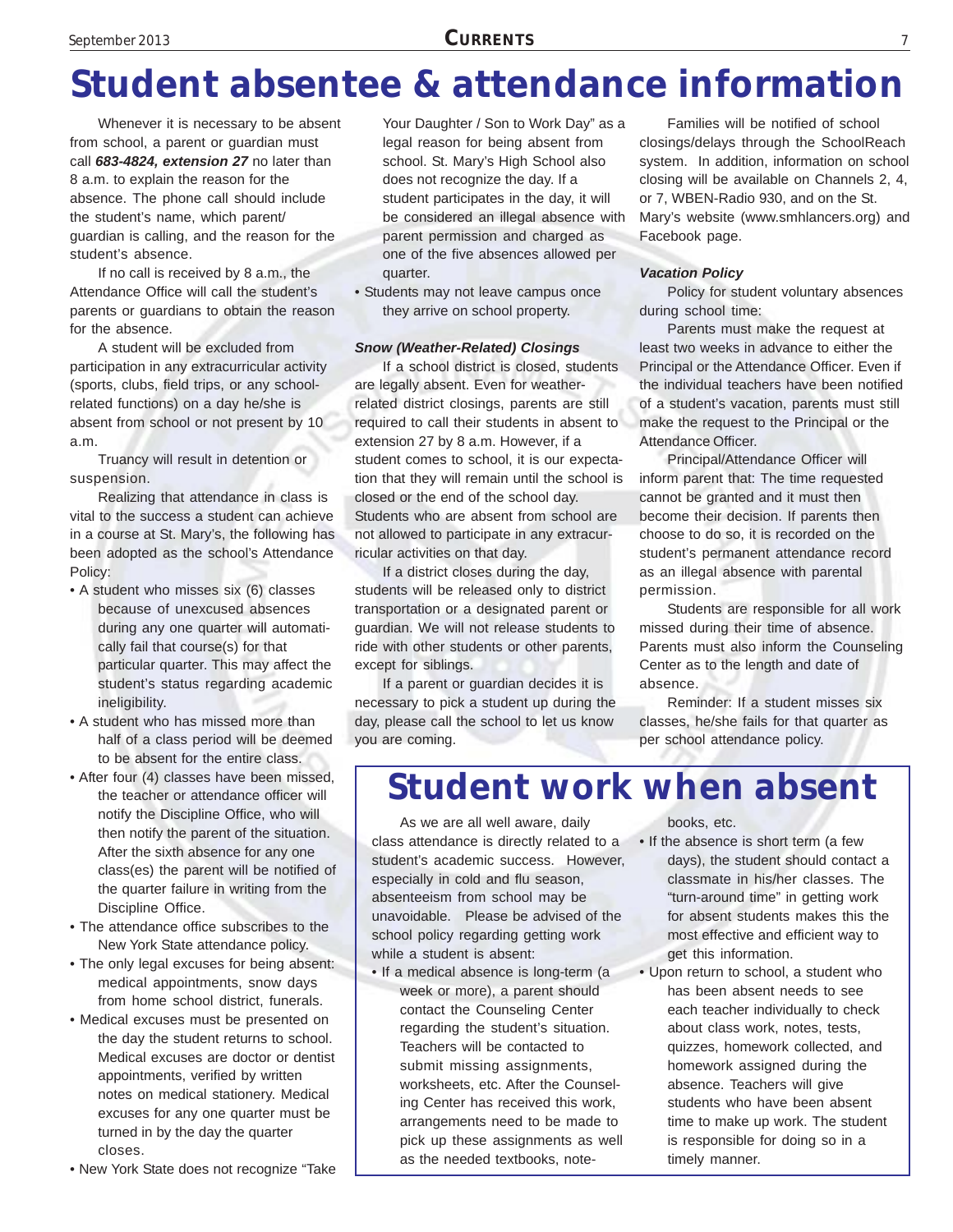# Student absentee & attendance information

Whenever it is necessary to be absent from school, a parent or guardian must call ***683-4824, extension 27*** no later than 8 a.m. to explain the reason for the absence. The phone call should include the student's name, which parent/ guardian is calling, and the reason for the student's absence.

If no call is received by 8 a.m., the Attendance Office will call the student's parents or guardians to obtain the reason for the absence.

A student will be excluded from participation in any extracurricular activity (sports, clubs, field trips, or any school-related functions) on a day he/she is absent from school or not present by 10 a.m.

Truancy will result in detention or suspension.

Realizing that attendance in class is vital to the success a student can achieve in a course at St. Mary's, the following has been adopted as the school's Attendance Policy:

- A student who misses six (6) classes because of unexcused absences during any one quarter will automatically fail that course(s) for that particular quarter. This may affect the student's status regarding academic ineligibility.
- A student who has missed more than half of a class period will be deemed to be absent for the entire class.
- After four (4) classes have been missed, the teacher or attendance officer will notify the Discipline Office, who will then notify the parent of the situation. After the sixth absence for any one class(es) the parent will be notified of the quarter failure in writing from the Discipline Office.
- The attendance office subscribes to the New York State attendance policy.
- The only legal excuses for being absent: medical appointments, snow days from home school district, funerals.
- Medical excuses must be presented on the day the student returns to school. Medical excuses are doctor or dentist appointments, verified by written notes on medical stationery. Medical excuses for any one quarter must be turned in by the day the quarter closes.
- New York State does not recognize "Take Your Daughter / Son to Work Day" as a legal reason for being absent from school. St. Mary's High School also does not recognize the day. If a student participates in the day, it will be considered an illegal absence with parent permission and charged as one of the five absences allowed per quarter.
- Students may not leave campus once they arrive on school property.

***Snow (Weather-Related) Closings***

If a school district is closed, students are legally absent. Even for weather-related district closings, parents are still required to call their students in absent to extension 27 by 8 a.m. However, if a student comes to school, it is our expectation that they will remain until the school is closed or the end of the school day. Students who are absent from school are not allowed to participate in any extracurricular activities on that day.

If a district closes during the day, students will be released only to district transportation or a designated parent or guardian. We will not release students to ride with other students or other parents, except for siblings.

If a parent or guardian decides it is necessary to pick a student up during the day, please call the school to let us know you are coming.

Families will be notified of school closings/delays through the SchoolReach system. In addition, information on school closing will be available on Channels 2, 4, or 7, WBEN-Radio 930, and on the St. Mary's website (www.smhlancers.org) and Facebook page.

***Vacation Policy***

Policy for student voluntary absences during school time:

Parents must make the request at least two weeks in advance to either the Principal or the Attendance Officer. Even if the individual teachers have been notified of a student's vacation, parents must still make the request to the Principal or the Attendance Officer.

Principal/Attendance Officer will inform parent that: The time requested cannot be granted and it must then become their decision. If parents then choose to do so, it is recorded on the student's permanent attendance record as an illegal absence with parental permission.

Students are responsible for all work missed during their time of absence. Parents must also inform the Counseling Center as to the length and date of absence.

Reminder: If a student misses six classes, he/she fails for that quarter as per school attendance policy.

# Student work when absent

As we are all well aware, daily class attendance is directly related to a student's academic success. However, especially in cold and flu season, absenteeism from school may be unavoidable. Please be advised of the school policy regarding getting work while a student is absent:

- If a medical absence is long-term (a week or more), a parent should contact the Counseling Center regarding the student's situation. Teachers will be contacted to submit missing assignments, worksheets, etc. After the Counseling Center has received this work, arrangements need to be made to pick up these assignments as well as the needed textbooks, notebooks, etc.
- If the absence is short term (a few days), the student should contact a classmate in his/her classes. The "turn-around time" in getting work for absent students makes this the most effective and efficient way to get this information.
- Upon return to school, a student who has been absent needs to see each teacher individually to check about class work, notes, tests, quizzes, homework collected, and homework assigned during the absence. Teachers will give students who have been absent time to make up work. The student is responsible for doing so in a timely manner.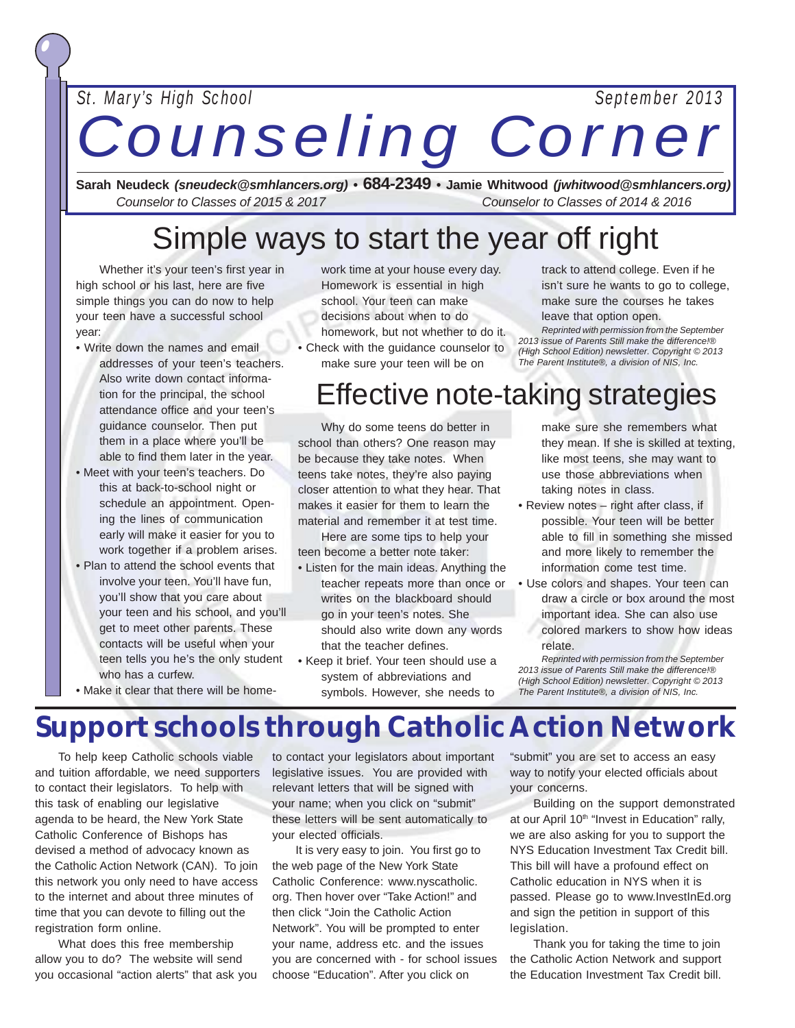St. Mary's High School — September 2013

# Counseling Corner

**Sarah Neudeck** ***(sneudeck@smhlancers.org)*** **• 684-2349 • Jamie Whitwood** ***(jwhitwood@smhlancers.org)***

*Counselor to Classes of 2015 & 2017* — *Counselor to Classes of 2014 & 2016*

## Simple ways to start the year off right

Whether it's your teen's first year in high school or his last, here are five simple things you can do now to help your teen have a successful school year:

- Write down the names and email addresses of your teen's teachers. Also write down contact information for the principal, the school attendance office and your teen's guidance counselor. Then put them in a place where you'll be able to find them later in the year.
- Meet with your teen's teachers. Do this at back-to-school night or schedule an appointment. Opening the lines of communication early will make it easier for you to work together if a problem arises.
- Plan to attend the school events that involve your teen. You'll have fun, you'll show that you care about your teen and his school, and you'll get to meet other parents. These contacts will be useful when your teen tells you he's the only student who has a curfew.
- Make it clear that there will be homework time at your house every day. Homework is essential in high school. Your teen can make decisions about when to do homework, but not whether to do it.
- Check with the guidance counselor to make sure your teen will be on track to attend college. Even if he isn't sure he wants to go to college, make sure the courses he takes leave that option open.

*Reprinted with permission from the September 2013 issue of Parents Still make the difference!® (High School Edition) newsletter. Copyright © 2013 The Parent Institute®, a division of NIS, Inc.*

## Effective note-taking strategies

Why do some teens do better in school than others? One reason may be because they take notes. When teens take notes, they're also paying closer attention to what they hear. That makes it easier for them to learn the material and remember it at test time.

Here are some tips to help your teen become a better note taker:

- Listen for the main ideas. Anything the teacher repeats more than once or writes on the blackboard should go in your teen's notes. She should also write down any words that the teacher defines.
- Keep it brief. Your teen should use a system of abbreviations and symbols. However, she needs to make sure she remembers what they mean. If she is skilled at texting, like most teens, she may want to use those abbreviations when taking notes in class.
- Review notes – right after class, if possible. Your teen will be better able to fill in something she missed and more likely to remember the information come test time.
- Use colors and shapes. Your teen can draw a circle or box around the most important idea. She can also use colored markers to show how ideas relate.

*Reprinted with permission from the September 2013 issue of Parents Still make the difference!® (High School Edition) newsletter. Copyright © 2013 The Parent Institute®, a division of NIS, Inc.*

## Support schools through Catholic Action Network

To help keep Catholic schools viable and tuition affordable, we need supporters to contact their legislators. To help with this task of enabling our legislative agenda to be heard, the New York State Catholic Conference of Bishops has devised a method of advocacy known as the Catholic Action Network (CAN). To join this network you only need to have access to the internet and about three minutes of time that you can devote to filling out the registration form online.

What does this free membership allow you to do? The website will send you occasional "action alerts" that ask you to contact your legislators about important legislative issues. You are provided with relevant letters that will be signed with your name; when you click on "submit" these letters will be sent automatically to your elected officials.

It is very easy to join. You first go to the web page of the New York State Catholic Conference: www.nyscatholic.org. Then hover over "Take Action!" and then click "Join the Catholic Action Network". You will be prompted to enter your name, address etc. and the issues you are concerned with - for school issues choose "Education". After you click on "submit" you are set to access an easy way to notify your elected officials about your concerns.

Building on the support demonstrated at our April 10th "Invest in Education" rally, we are also asking for you to support the NYS Education Investment Tax Credit bill. This bill will have a profound effect on Catholic education in NYS when it is passed. Please go to www.InvestInEd.org and sign the petition in support of this legislation.

Thank you for taking the time to join the Catholic Action Network and support the Education Investment Tax Credit bill.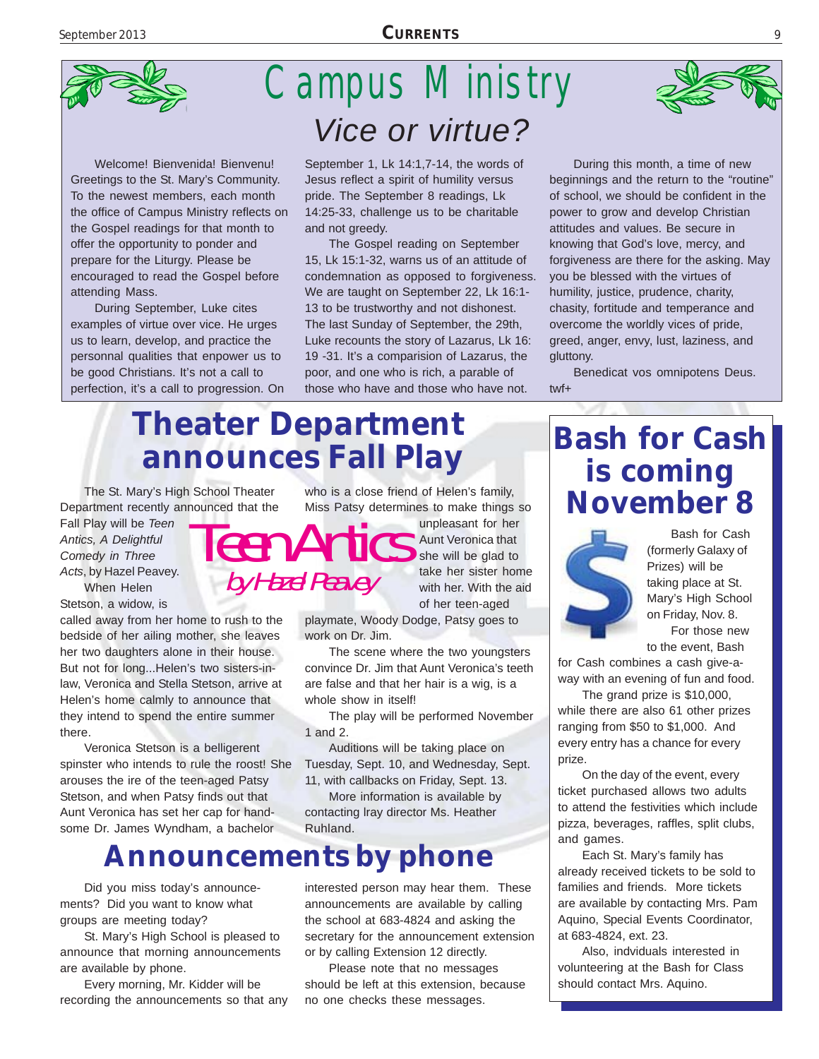# Campus Ministry

## *Vice or virtue?*

Welcome! Bienvenida! Bienvenu! Greetings to the St. Mary's Community. To the newest members, each month the office of Campus Ministry reflects on the Gospel readings for that month to offer the opportunity to ponder and prepare for the Liturgy. Please be encouraged to read the Gospel before attending Mass.

During September, Luke cites examples of virtue over vice. He urges us to learn, develop, and practice the personnal qualities that enpower us to be good Christians. It's not a call to perfection, it's a call to progression. On September 1, Lk 14:1,7-14, the words of Jesus reflect a spirit of humility versus pride. The September 8 readings, Lk 14:25-33, challenge us to be charitable and not greedy.

The Gospel reading on September 15, Lk 15:1-32, warns us of an attitude of condemnation as opposed to forgiveness. We are taught on September 22, Lk 16:1-13 to be trustworthy and not dishonest. The last Sunday of September, the 29th, Luke recounts the story of Lazarus, Lk 16: 19 -31. It's a comparision of Lazarus, the poor, and one who is rich, a parable of those who have and those who have not.

During this month, a time of new beginnings and the return to the "routine" of school, we should be confident in the power to grow and develop Christian attitudes and values. Be secure in knowing that God's love, mercy, and forgiveness are there for the asking. May you be blessed with the virtues of humility, justice, prudence, charity, chasity, fortitude and temperance and overcome the worldly vices of pride, greed, anger, envy, lust, laziness, and gluttony.

Benedicat vos omnipotens Deus.

twf+

# Theater Department announces Fall Play

**Teen Antics**
*by Hazel Peavey*

The St. Mary's High School Theater Department recently announced that the Fall Play will be *Teen Antics, A Delightful Comedy in Three Acts*, by Hazel Peavey.

When Helen Stetson, a widow, is called away from her home to rush to the bedside of her ailing mother, she leaves her two daughters alone in their house. But not for long...Helen's two sisters-in-law, Veronica and Stella Stetson, arrive at Helen's home calmly to announce that they intend to spend the entire summer there.

Veronica Stetson is a belligerent spinster who intends to rule the roost! She arouses the ire of the teen-aged Patsy Stetson, and when Patsy finds out that Aunt Veronica has set her cap for handsome Dr. James Wyndham, a bachelor who is a close friend of Helen's family, Miss Patsy determines to make things so unpleasant for her Aunt Veronica that she will be glad to take her sister home with her. With the aid of her teen-aged playmate, Woody Dodge, Patsy goes to work on Dr. Jim.

The scene where the two youngsters convince Dr. Jim that Aunt Veronica's teeth are false and that her hair is a wig, is a whole show in itself!

The play will be performed November 1 and 2.

Auditions will be taking place on Tuesday, Sept. 10, and Wednesday, Sept. 11, with callbacks on Friday, Sept. 13.

More information is available by contacting lray director Ms. Heather Ruhland.

# Bash for Cash is coming November 8

Bash for Cash (formerly Galaxy of Prizes) will be taking place at St. Mary's High School on Friday, Nov. 8.

For those new to the event, Bash for Cash combines a cash give-a-way with an evening of fun and food.

The grand prize is $10,000, while there are also 61 other prizes ranging from $50 to $1,000. And every entry has a chance for every prize.

On the day of the event, every ticket purchased allows two adults to attend the festivities which include pizza, beverages, raffles, split clubs, and games.

Each St. Mary's family has already received tickets to be sold to families and friends. More tickets are available by contacting Mrs. Pam Aquino, Special Events Coordinator, at 683-4824, ext. 23.

Also, indviduals interested in volunteering at the Bash for Class should contact Mrs. Aquino.

# Announcements by phone

Did you miss today's announcements? Did you want to know what groups are meeting today?

St. Mary's High School is pleased to announce that morning announcements are available by phone.

Every morning, Mr. Kidder will be recording the announcements so that any interested person may hear them. These announcements are available by calling the school at 683-4824 and asking the secretary for the announcement extension or by calling Extension 12 directly.

Please note that no messages should be left at this extension, because no one checks these messages.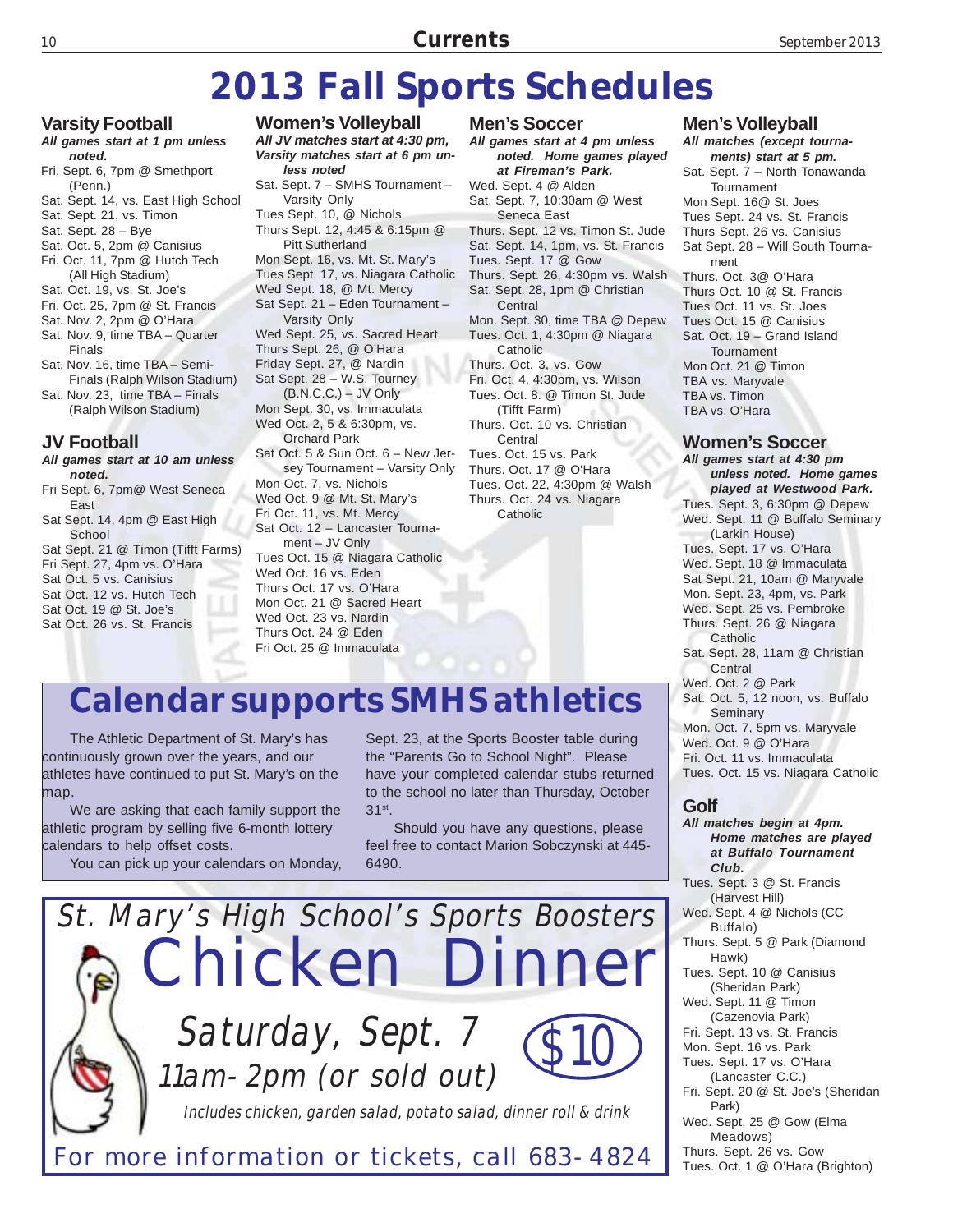# 2013 Fall Sports Schedules

## Varsity Football

***All games start at 1 pm unless noted.***

- Fri. Sept. 6, 7pm @ Smethport (Penn.)
- Sat. Sept. 14, vs. East High School
- Sat. Sept. 21, vs. Timon
- Sat. Sept. 28 – Bye
- Sat. Oct. 5, 2pm @ Canisius
- Fri. Oct. 11, 7pm @ Hutch Tech (All High Stadium)
- Sat. Oct. 19, vs. St. Joe's
- Fri. Oct. 25, 7pm @ St. Francis
- Sat. Nov. 2, 2pm @ O'Hara
- Sat. Nov. 9, time TBA – Quarter Finals
- Sat. Nov. 16, time TBA – Semi-Finals (Ralph Wilson Stadium)
- Sat. Nov. 23, time TBA – Finals (Ralph Wilson Stadium)

## JV Football

***All games start at 10 am unless noted.***

- Fri Sept. 6, 7pm@ West Seneca East
- Sat Sept. 14, 4pm @ East High School
- Sat Sept. 21 @ Timon (Tifft Farms)
- Fri Sept. 27, 4pm vs. O'Hara
- Sat Oct. 5 vs. Canisius
- Sat Oct. 12 vs. Hutch Tech
- Sat Oct. 19 @ St. Joe's
- Sat Oct. 26 vs. St. Francis

## Women's Volleyball

***All JV matches start at 4:30 pm, Varsity matches start at 6 pm unless noted***

- Sat. Sept. 7 – SMHS Tournament – Varsity Only
- Tues Sept. 10, @ Nichols
- Thurs Sept. 12, 4:45 & 6:15pm @ Pitt Sutherland
- Mon Sept. 16, vs. Mt. St. Mary's
- Tues Sept. 17, vs. Niagara Catholic
- Wed Sept. 18, @ Mt. Mercy
- Sat Sept. 21 – Eden Tournament – Varsity Only
- Wed Sept. 25, vs. Sacred Heart
- Thurs Sept. 26, @ O'Hara
- Friday Sept. 27, @ Nardin
- Sat Sept. 28 – W.S. Tourney (B.N.C.C.) – JV Only
- Mon Sept. 30, vs. Immaculata
- Wed Oct. 2, 5 & 6:30pm, vs. Orchard Park
- Sat Oct. 5 & Sun Oct. 6 – New Jersey Tournament – Varsity Only
- Mon Oct. 7, vs. Nichols
- Wed Oct. 9 @ Mt. St. Mary's
- Fri Oct. 11, vs. Mt. Mercy
- Sat Oct. 12 – Lancaster Tournament – JV Only
- Tues Oct. 15 @ Niagara Catholic
- Wed Oct. 16 vs. Eden
- Thurs Oct. 17 vs. O'Hara
- Mon Oct. 21 @ Sacred Heart
- Wed Oct. 23 vs. Nardin
- Thurs Oct. 24 @ Eden
- Fri Oct. 25 @ Immaculata

## Men's Soccer

***All games start at 4 pm unless noted. Home games played at Fireman's Park.***

- Wed. Sept. 4 @ Alden
- Sat. Sept. 7, 10:30am @ West Seneca East
- Thurs. Sept. 12 vs. Timon St. Jude
- Sat. Sept. 14, 1pm, vs. St. Francis
- Tues. Sept. 17 @ Gow
- Thurs. Sept. 26, 4:30pm vs. Walsh
- Sat. Sept. 28, 1pm @ Christian Central
- Mon. Sept. 30, time TBA @ Depew
- Tues. Oct. 1, 4:30pm @ Niagara Catholic
- Thurs. Oct. 3, vs. Gow
- Fri. Oct. 4, 4:30pm, vs. Wilson
- Tues. Oct. 8. @ Timon St. Jude (Tifft Farm)
- Thurs. Oct. 10 vs. Christian Central
- Tues. Oct. 15 vs. Park
- Thurs. Oct. 17 @ O'Hara
- Tues. Oct. 22, 4:30pm @ Walsh
- Thurs. Oct. 24 vs. Niagara Catholic

## Men's Volleyball

***All matches (except tournaments) start at 5 pm.***

- Sat. Sept. 7 – North Tonawanda Tournament
- Mon Sept. 16@ St. Joes
- Tues Sept. 24 vs. St. Francis
- Thurs Sept. 26 vs. Canisius
- Sat Sept. 28 – Will South Tournament
- Thurs. Oct. 3@ O'Hara
- Thurs Oct. 10 @ St. Francis
- Tues Oct. 11 vs. St. Joes
- Tues Oct. 15 @ Canisius
- Sat. Oct. 19 – Grand Island Tournament
- Mon Oct. 21 @ Timon
- TBA vs. Maryvale
- TBA vs. Timon
- TBA vs. O'Hara

## Women's Soccer

***All games start at 4:30 pm unless noted. Home games played at Westwood Park.***

- Tues. Sept. 3, 6:30pm @ Depew
- Wed. Sept. 11 @ Buffalo Seminary (Larkin House)
- Tues. Sept. 17 vs. O'Hara
- Wed. Sept. 18 @ Immaculata
- Sat Sept. 21, 10am @ Maryvale
- Mon. Sept. 23, 4pm, vs. Park
- Wed. Sept. 25 vs. Pembroke
- Thurs. Sept. 26 @ Niagara Catholic
- Sat. Sept. 28, 11am @ Christian Central
- Wed. Oct. 2 @ Park
- Sat. Oct. 5, 12 noon, vs. Buffalo Seminary
- Mon. Oct. 7, 5pm vs. Maryvale
- Wed. Oct. 9 @ O'Hara
- Fri. Oct. 11 vs. Immaculata
- Tues. Oct. 15 vs. Niagara Catholic

## Golf

***All matches begin at 4pm. Home matches are played at Buffalo Tournament Club.***

- Tues. Sept. 3 @ St. Francis (Harvest Hill)
- Wed. Sept. 4 @ Nichols (CC Buffalo)
- Thurs. Sept. 5 @ Park (Diamond Hawk)
- Tues. Sept. 10 @ Canisius (Sheridan Park)
- Wed. Sept. 11 @ Timon (Cazenovia Park)
- Fri. Sept. 13 vs. St. Francis
- Mon. Sept. 16 vs. Park
- Tues. Sept. 17 @ O'Hara (Lancaster C.C.)
- Fri. Sept. 20 @ St. Joe's (Sheridan Park)
- Wed. Sept. 25 @ Gow (Elma Meadows)
- Thurs. Sept. 26 vs. Gow
- Tues. Oct. 1 @ O'Hara (Brighton)

# Calendar supports SMHS athletics

The Athletic Department of St. Mary's has continuously grown over the years, and our athletes have continued to put St. Mary's on the map.

We are asking that each family support the athletic program by selling five 6-month lottery calendars to help offset costs.

You can pick up your calendars on Monday, Sept. 23, at the Sports Booster table during the "Parents Go to School Night". Please have your completed calendar stubs returned to the school no later than Thursday, October 31st.

Should you have any questions, please feel free to contact Marion Sobczynski at 445-6490.

## St. Mary's High School's Sports Boosters
# Chicken Dinner

**Saturday, Sept. 7**
**11am-2pm (or sold out)**

**$10**

*Includes chicken, garden salad, potato salad, dinner roll & drink*

For more information or tickets, call 683-4824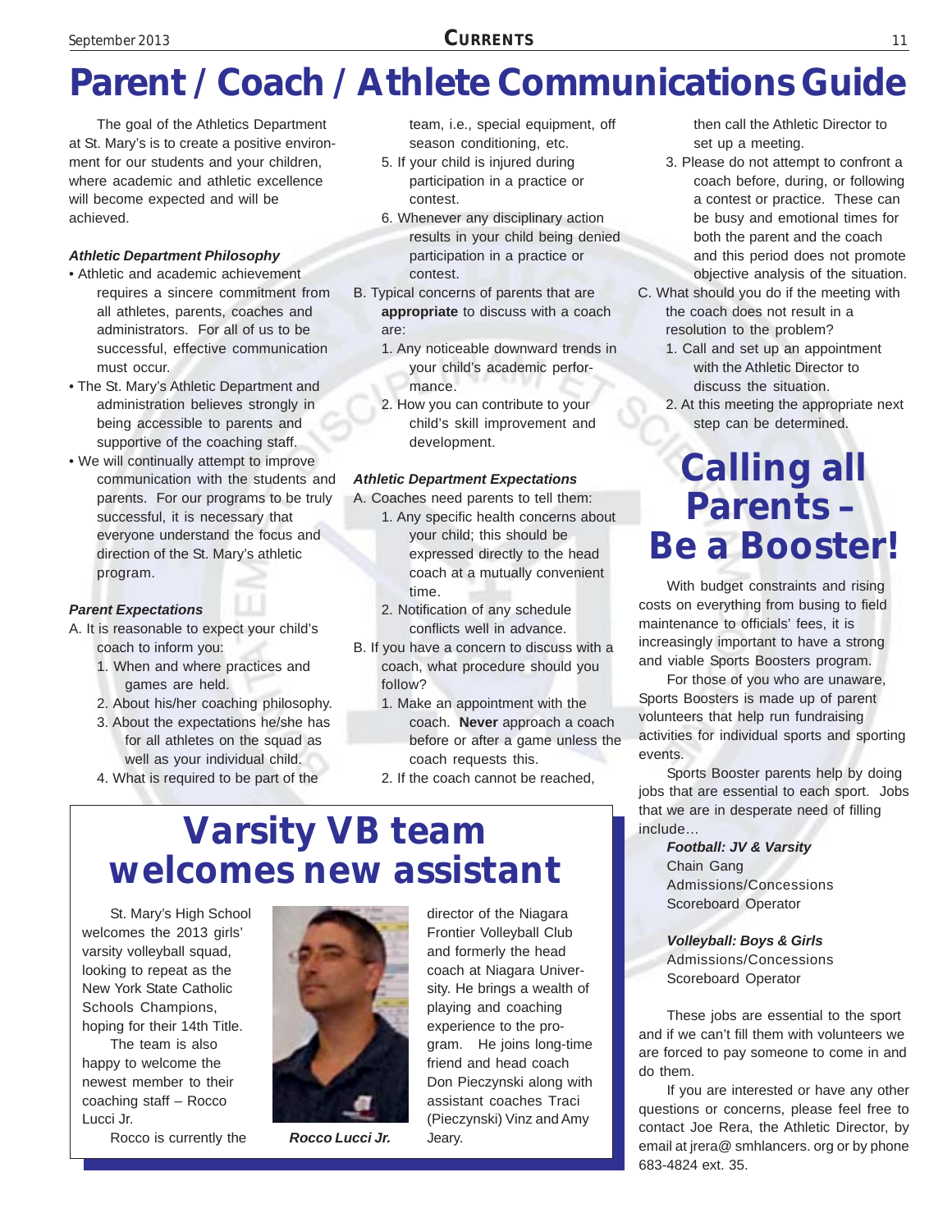# Parent / Coach / Athlete Communications Guide

The goal of the Athletics Department at St. Mary's is to create a positive environment for our students and your children, where academic and athletic excellence will become expected and will be achieved.

***Athletic Department Philosophy***

- Athletic and academic achievement requires a sincere commitment from all athletes, parents, coaches and administrators. For all of us to be successful, effective communication must occur.
- The St. Mary's Athletic Department and administration believes strongly in being accessible to parents and supportive of the coaching staff.
- We will continually attempt to improve communication with the students and parents. For our programs to be truly successful, it is necessary that everyone understand the focus and direction of the St. Mary's athletic program.

***Parent Expectations***

A. It is reasonable to expect your child's coach to inform you:
1. When and where practices and games are held.
2. About his/her coaching philosophy.
3. About the expectations he/she has for all athletes on the squad as well as your individual child.
4. What is required to be part of the team, i.e., special equipment, off season conditioning, etc.
5. If your child is injured during participation in a practice or contest.
6. Whenever any disciplinary action results in your child being denied participation in a practice or contest.

B. Typical concerns of parents that are **appropriate** to discuss with a coach are:
1. Any noticeable downward trends in your child's academic performance.
2. How you can contribute to your child's skill improvement and development.

***Athletic Department Expectations***

A. Coaches need parents to tell them:
1. Any specific health concerns about your child; this should be expressed directly to the head coach at a mutually convenient time.
2. Notification of any schedule conflicts well in advance.

B. If you have a concern to discuss with a coach, what procedure should you follow?
1. Make an appointment with the coach. **Never** approach a coach before or after a game unless the coach requests this.
2. If the coach cannot be reached, then call the Athletic Director to set up a meeting.
3. Please do not attempt to confront a coach before, during, or following a contest or practice. These can be busy and emotional times for both the parent and the coach and this period does not promote objective analysis of the situation.

C. What should you do if the meeting with the coach does not result in a resolution to the problem?
1. Call and set up an appointment with the Athletic Director to discuss the situation.
2. At this meeting the appropriate next step can be determined.

# Varsity VB team welcomes new assistant

St. Mary's High School welcomes the 2013 girls' varsity volleyball squad, looking to repeat as the New York State Catholic Schools Champions, hoping for their 14th Title.

The team is also happy to welcome the newest member to their coaching staff – Rocco Lucci Jr.

Rocco is currently the director of the Niagara Frontier Volleyball Club and formerly the head coach at Niagara University. He brings a wealth of playing and coaching experience to the program. He joins long-time friend and head coach Don Pieczynski along with assistant coaches Traci (Pieczynski) Vinz and Amy Jeary.

*Rocco Lucci Jr.*

# Calling all Parents – Be a Booster!

With budget constraints and rising costs on everything from busing to field maintenance to officials' fees, it is increasingly important to have a strong and viable Sports Boosters program.

For those of you who are unaware, Sports Boosters is made up of parent volunteers that help run fundraising activities for individual sports and sporting events.

Sports Booster parents help by doing jobs that are essential to each sport. Jobs that we are in desperate need of filling include…

***Football: JV & Varsity***
Chain Gang
Admissions/Concessions
Scoreboard Operator

***Volleyball: Boys & Girls***
Admissions/Concessions
Scoreboard Operator

These jobs are essential to the sport and if we can't fill them with volunteers we are forced to pay someone to come in and do them.

If you are interested or have any other questions or concerns, please feel free to contact Joe Rera, the Athletic Director, by email at jrera@ smhlancers. org or by phone 683-4824 ext. 35.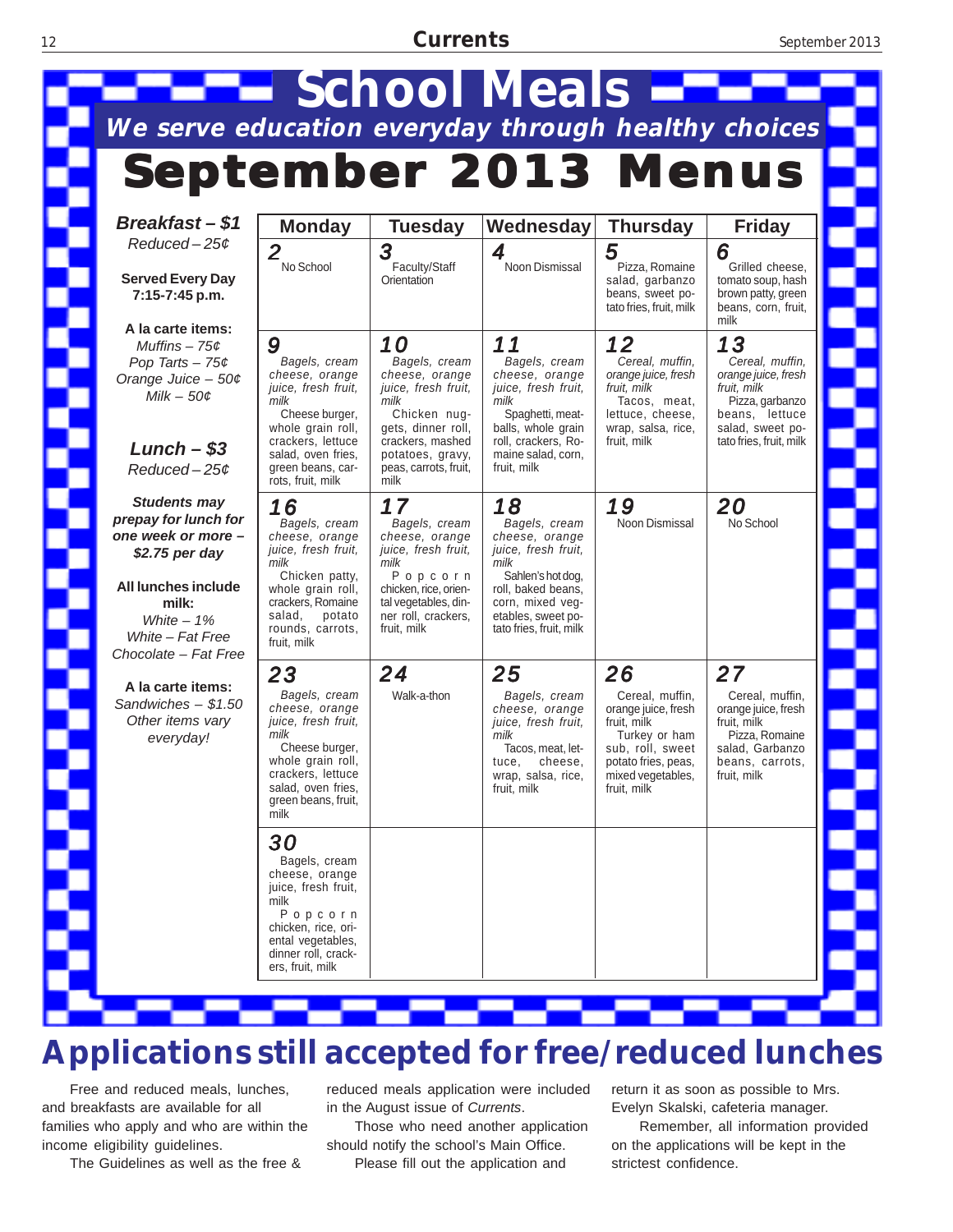# School Meals

***We serve education everyday through healthy choices***

# September 2013 Menus

***Breakfast – $1***
*Reduced – 25¢*

**Served Every Day**
**7:15-7:45 p.m.**

**A la carte items:**
*Muffins – 75¢*
*Pop Tarts – 75¢*
*Orange Juice – 50¢*
*Milk – 50¢*

***Lunch – $3***
*Reduced – 25¢*

***Students may prepay for lunch for one week or more – $2.75 per day***

**All lunches include milk:**
*White – 1%*
*White – Fat Free*
*Chocolate – Fat Free*

**A la carte items:**
*Sandwiches – $1.50*
*Other items vary everyday!*

| Monday | Tuesday | Wednesday | Thursday | Friday |
|---|---|---|---|---|
| **2** No School | **3** Faculty/Staff Orientation | **4** Noon Dismissal | **5** Pizza, Romaine salad, garbanzo beans, sweet potato fries, fruit, milk | **6** Grilled cheese, tomato soup, hash brown patty, green beans, corn, fruit, milk |
| **9** *Bagels, cream cheese, orange juice, fresh fruit, milk* Cheese burger, whole grain roll, crackers, lettuce salad, oven fries, green beans, carrots, fruit, milk | **10** *Bagels, cream cheese, orange juice, fresh fruit, milk* Chicken nuggets, dinner roll, crackers, mashed potatoes, gravy, peas, carrots, fruit, milk | **11** *Bagels, cream cheese, orange juice, fresh fruit, milk* Spaghetti, meatballs, whole grain roll, crackers, Romaine salad, corn, fruit, milk | **12** *Cereal, muffin, orange juice, fresh fruit, milk* Tacos, meat, lettuce, cheese, wrap, salsa, rice, fruit, milk | **13** *Cereal, muffin, orange juice, fresh fruit, milk* Pizza, garbanzo beans, lettuce salad, sweet potato fries, fruit, milk |
| **16** *Bagels, cream cheese, orange juice, fresh fruit, milk* Chicken patty, whole grain roll, crackers, Romaine salad, potato rounds, carrots, fruit, milk | **17** *Bagels, cream cheese, orange juice, fresh fruit, milk* Popcorn chicken, rice, oriental vegetables, dinner roll, crackers, fruit, milk | **18** *Bagels, cream cheese, orange juice, fresh fruit, milk* Sahlen's hot dog, roll, baked beans, corn, mixed vegetables, sweet potato fries, fruit, milk | **19** Noon Dismissal | **20** No School |
| **23** *Bagels, cream cheese, orange juice, fresh fruit, milk* Cheese burger, whole grain roll, crackers, lettuce salad, oven fries, green beans, fruit, milk | **24** Walk-a-thon | **25** *Bagels, cream cheese, orange juice, fresh fruit, milk* Tacos, meat, lettuce, cheese, wrap, salsa, rice, fruit, milk | **26** Cereal, muffin, orange juice, fresh fruit, milk Turkey or ham sub, roll, sweet potato fries, peas, mixed vegetables, fruit, milk | **27** Cereal, muffin, orange juice, fresh fruit, milk Pizza, Romaine salad, Garbanzo beans, carrots, fruit, milk |
| **30** Bagels, cream cheese, orange juice, fresh fruit, milk Popcorn chicken, rice, oriental vegetables, dinner roll, crackers, fruit, milk | | | | |

# Applications still accepted for free/reduced lunches

Free and reduced meals, lunches, and breakfasts are available for all families who apply and who are within the income eligibility guidelines.

The Guidelines as well as the free & reduced meals application were included in the August issue of *Currents*.

Those who need another application should notify the school's Main Office.

Please fill out the application and return it as soon as possible to Mrs. Evelyn Skalski, cafeteria manager.

Remember, all information provided on the applications will be kept in the strictest confidence.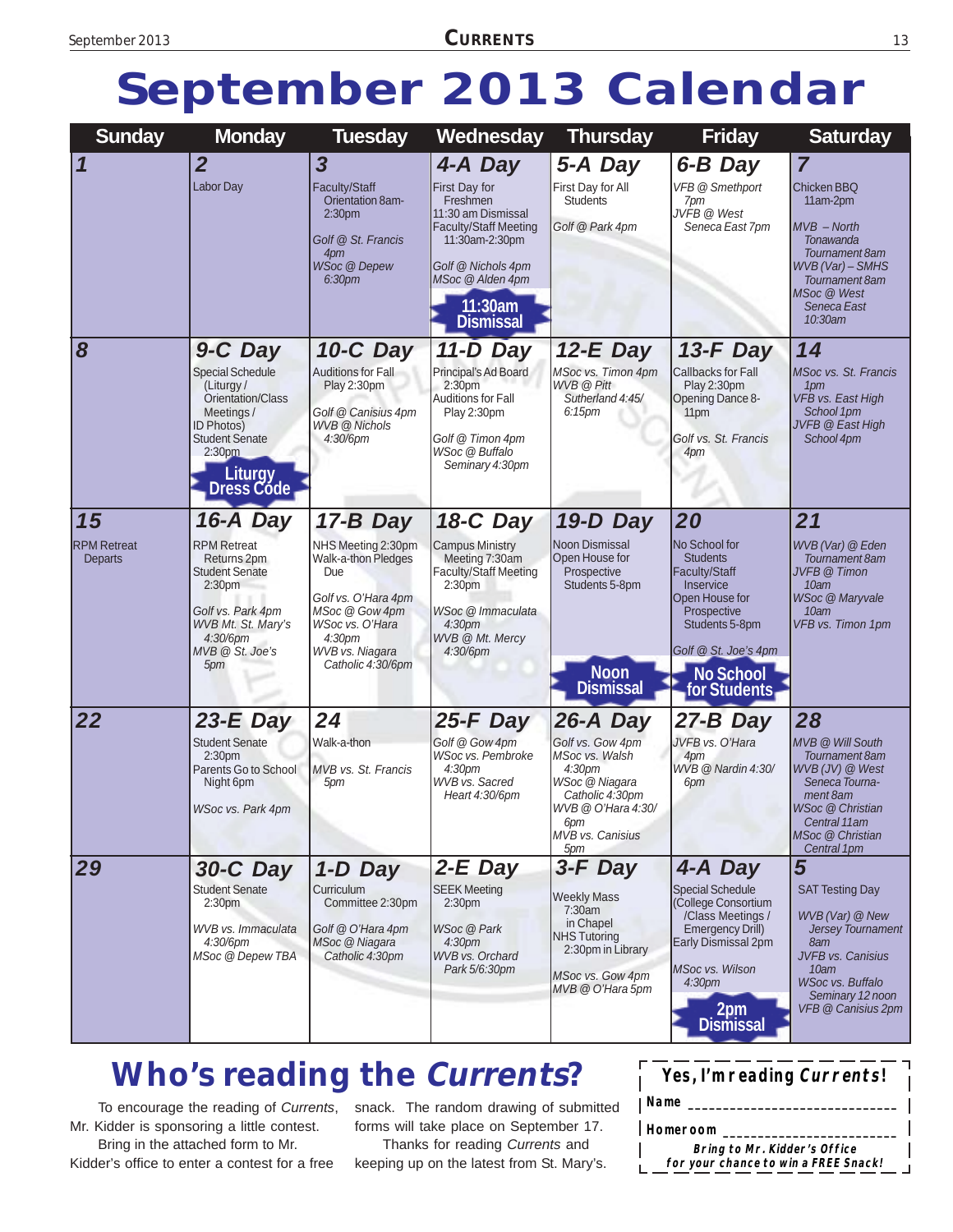# September 2013 Calendar

| Sunday | Monday | Tuesday | Wednesday | Thursday | Friday | Saturday |
|---|---|---|---|---|---|---|
| **1** | **2** Labor Day | **3** Faculty/Staff Orientation 8am-2:30pm<br>*Golf @ St. Francis 4pm*<br>*WSoc @ Depew 6:30pm* | **4-A Day** First Day for Freshmen<br>11:30 am Dismissal<br>Faculty/Staff Meeting 11:30am-2:30pm<br>*Golf @ Nichols 4pm*<br>*MSoc @ Alden 4pm*<br>**11:30am Dismissal** | **5-A Day** First Day for All Students<br>*Golf @ Park 4pm* | **6-B Day** *VFB @ Smethport 7pm*<br>*JVFB @ West Seneca East 7pm* | **7** Chicken BBQ 11am-2pm<br>*MVB – North Tonawanda Tournament 8am*<br>*WVB (Var) – SMHS Tournament 8am*<br>*MSoc @ West Seneca East 10:30am* |
| **8** | **9-C Day** Special Schedule (Liturgy / Orientation/Class Meetings / ID Photos)<br>Student Senate 2:30pm<br>**Liturgy Dress Code** | **10-C Day** Auditions for Fall Play 2:30pm<br>*Golf @ Canisius 4pm*<br>*WVB @ Nichols 4:30/6pm* | **11-D Day** Principal's Ad Board 2:30pm<br>Auditions for Fall Play 2:30pm<br>*Golf @ Timon 4pm*<br>*WSoc @ Buffalo Seminary 4:30pm* | **12-E Day** *MSoc vs. Timon 4pm*<br>*WVB @ Pitt Sutherland 4:45/ 6:15pm* | **13-F Day** Callbacks for Fall Play 2:30pm<br>Opening Dance 8-11pm<br>*Golf vs. St. Francis 4pm* | **14** *MSoc vs. St. Francis 1pm*<br>*VFB vs. East High School 1pm*<br>*JVFB @ East High School 4pm* |
| **15** RPM Retreat Departs | **16-A Day** RPM Retreat Returns 2pm<br>Student Senate 2:30pm<br>*Golf vs. Park 4pm*<br>*WVB Mt. St. Mary's 4:30/6pm*<br>*MVB @ St. Joe's 5pm* | **17-B Day** NHS Meeting 2:30pm<br>Walk-a-thon Pledges Due<br>*Golf vs. O'Hara 4pm*<br>*MSoc @ Gow 4pm*<br>*WSoc vs. O'Hara 4:30pm*<br>*WVB vs. Niagara Catholic 4:30/6pm* | **18-C Day** Campus Ministry Meeting 7:30am<br>Faculty/Staff Meeting 2:30pm<br>*WSoc @ Immaculata 4:30pm*<br>*WVB @ Mt. Mercy 4:30/6pm* | **19-D Day** Noon Dismissal<br>Open House for Prospective Students 5-8pm<br>**Noon Dismissal** | **20** No School for Students<br>Faculty/Staff Inservice<br>Open House for Prospective Students 5-8pm<br>*Golf @ St. Joe's 4pm*<br>**No School for Students** | **21** *WVB (Var) @ Eden Tournament 8am*<br>*JVFB @ Timon 10am*<br>*WSoc @ Maryvale 10am*<br>*VFB vs. Timon 1pm* |
| **22** | **23-E Day** Student Senate 2:30pm<br>Parents Go to School Night 6pm<br>*WSoc vs. Park 4pm* | **24** Walk-a-thon<br>*MVB vs. St. Francis 5pm* | **25-F Day** *Golf @ Gow 4pm*<br>*WSoc vs. Pembroke 4:30pm*<br>*WVB vs. Sacred Heart 4:30/6pm* | **26-A Day** *Golf vs. Gow 4pm*<br>*MSoc vs. Walsh 4:30pm*<br>*WSoc @ Niagara Catholic 4:30pm*<br>*WVB @ O'Hara 4:30/ 6pm*<br>*MVB vs. Canisius 5pm* | **27-B Day** *JVFB vs. O'Hara 4pm*<br>*WVB @ Nardin 4:30/ 6pm* | **28** *MVB @ Will South Tournament 8am*<br>*WVB (JV) @ West Seneca Tournament 8am*<br>*WSoc @ Christian Central 11am*<br>*MSoc @ Christian Central 1pm* |
| **29** | **30-C Day** Student Senate 2:30pm<br>*WVB vs. Immaculata 4:30/6pm*<br>*MSoc @ Depew TBA* | **1-D Day** Curriculum Committee 2:30pm<br>*Golf @ O'Hara 4pm*<br>*MSoc @ Niagara Catholic 4:30pm* | **2-E Day** SEEK Meeting 2:30pm<br>*WSoc @ Park 4:30pm*<br>*WVB vs. Orchard Park 5/6:30pm* | **3-F Day** Weekly Mass 7:30am in Chapel<br>NHS Tutoring 2:30pm in Library<br>*MSoc vs. Gow 4pm*<br>*MVB @ O'Hara 5pm* | **4-A Day** Special Schedule (College Consortium /Class Meetings / Emergency Drill)<br>Early Dismissal 2pm<br>*MSoc vs. Wilson 4:30pm*<br>**2pm Dismissal** | **5** SAT Testing Day<br>*WVB (Var) @ New Jersey Tournament 8am*<br>*JVFB vs. Canisius 10am*<br>*WSoc vs. Buffalo Seminary 12 noon*<br>*VFB @ Canisius 2pm* |

## Who's reading the *Currents*?

To encourage the reading of *Currents*, Mr. Kidder is sponsoring a little contest.

Bring in the attached form to Mr. Kidder's office to enter a contest for a free snack. The random drawing of submitted forms will take place on September 17.

Thanks for reading *Currents* and keeping up on the latest from St. Mary's.

**Yes, I'm reading *Currents*!**

**Name** ____________________________

**Homeroom** ________________________

***Bring to Mr. Kidder's Office for your chance to win a FREE Snack!***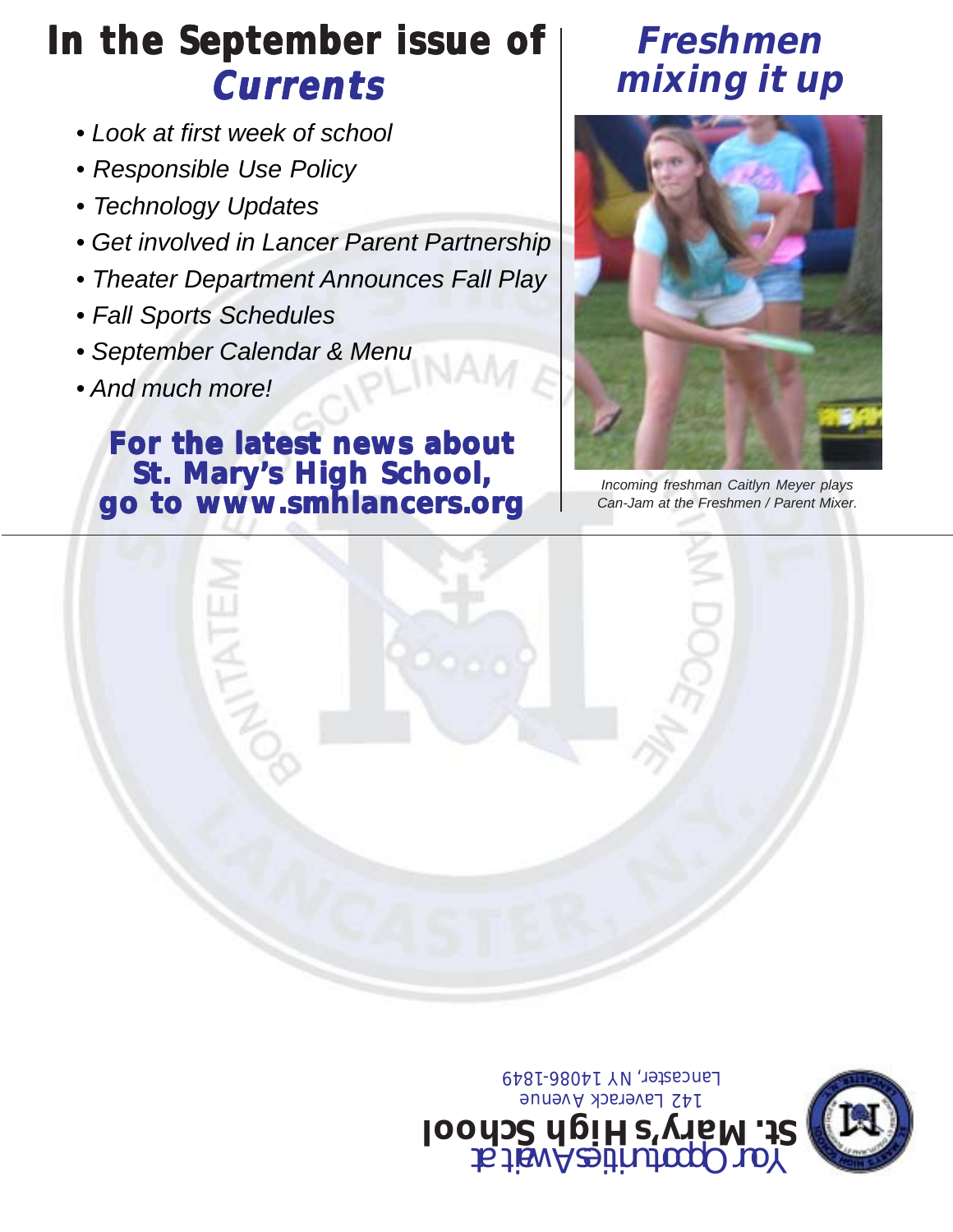# In the September issue of *Currents*

- *Look at first week of school*
- *Responsible Use Policy*
- *Technology Updates*
- *Get involved in Lancer Parent Partnership*
- *Theater Department Announces Fall Play*
- *Fall Sports Schedules*
- *September Calendar & Menu*
- *And much more!*

**For the latest news about St. Mary's High School, go to www.smhlancers.org**

## *Freshmen mixing it up*

*Incoming freshman Caitlyn Meyer plays Can-Jam at the Freshmen / Parent Mixer.*

Your Opportunities Await at
**St. Mary's High School**
142 Laverack Avenue
Lancaster, NY 14086-1849